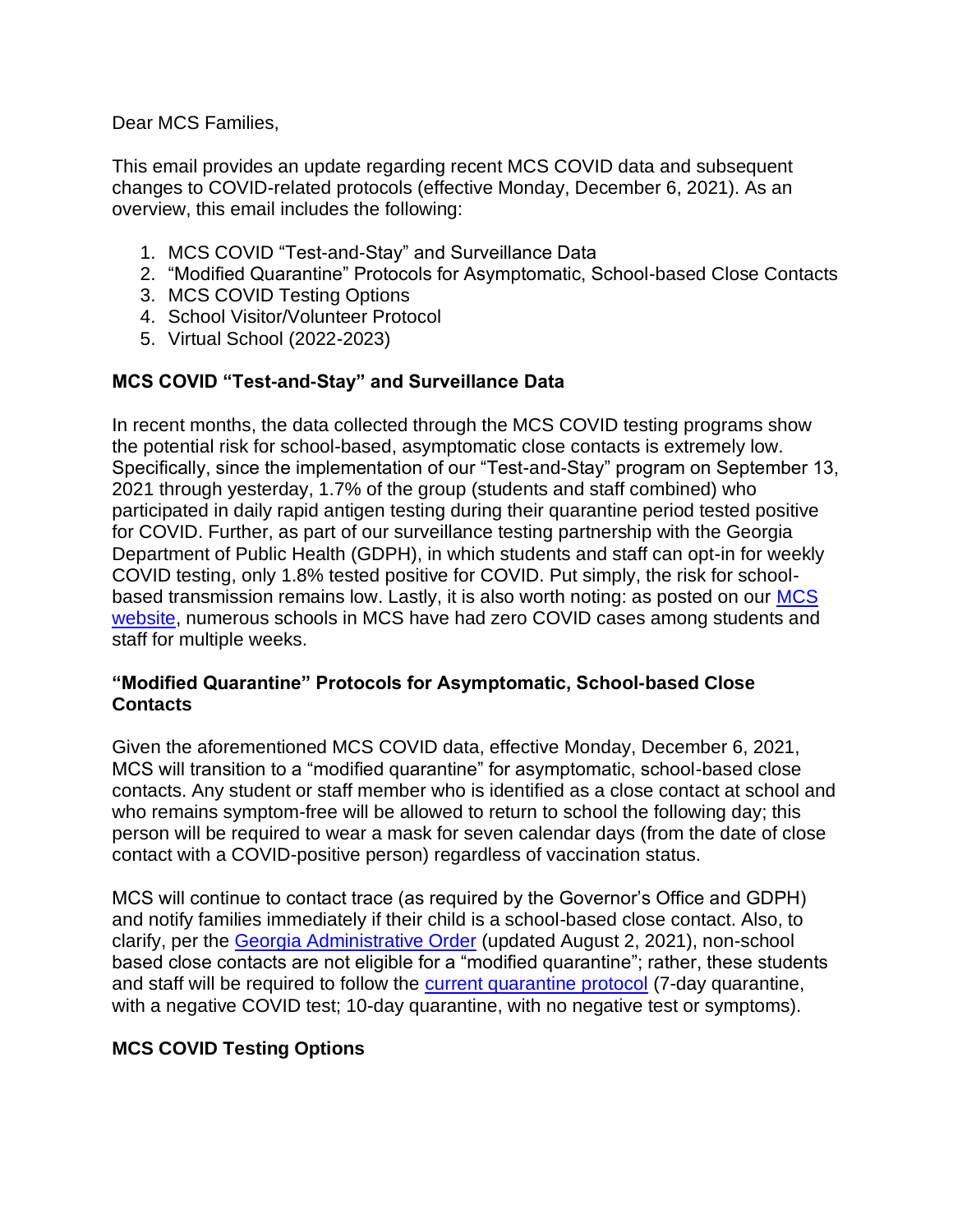Dear MCS Families,

This email provides an update regarding recent MCS COVID data and subsequent changes to COVID-related protocols (effective Monday, December 6, 2021). As an overview, this email includes the following:

1. MCS COVID "Test-and-Stay" and Surveillance Data
2. "Modified Quarantine" Protocols for Asymptomatic, School-based Close Contacts
3. MCS COVID Testing Options
4. School Visitor/Volunteer Protocol
5. Virtual School (2022-2023)

**MCS COVID "Test-and-Stay" and Surveillance Data**

In recent months, the data collected through the MCS COVID testing programs show the potential risk for school-based, asymptomatic close contacts is extremely low. Specifically, since the implementation of our "Test-and-Stay" program on September 13, 2021 through yesterday, 1.7% of the group (students and staff combined) who participated in daily rapid antigen testing during their quarantine period tested positive for COVID. Further, as part of our surveillance testing partnership with the Georgia Department of Public Health (GDPH), in which students and staff can opt-in for weekly COVID testing, only 1.8% tested positive for COVID. Put simply, the risk for school-based transmission remains low. Lastly, it is also worth noting: as posted on our MCS website, numerous schools in MCS have had zero COVID cases among students and staff for multiple weeks.

**"Modified Quarantine" Protocols for Asymptomatic, School-based Close Contacts**

Given the aforementioned MCS COVID data, effective Monday, December 6, 2021, MCS will transition to a "modified quarantine" for asymptomatic, school-based close contacts. Any student or staff member who is identified as a close contact at school and who remains symptom-free will be allowed to return to school the following day; this person will be required to wear a mask for seven calendar days (from the date of close contact with a COVID-positive person) regardless of vaccination status.

MCS will continue to contact trace (as required by the Governor's Office and GDPH) and notify families immediately if their child is a school-based close contact. Also, to clarify, per the Georgia Administrative Order (updated August 2, 2021), non-school based close contacts are not eligible for a "modified quarantine"; rather, these students and staff will be required to follow the current quarantine protocol (7-day quarantine, with a negative COVID test; 10-day quarantine, with no negative test or symptoms).

**MCS COVID Testing Options**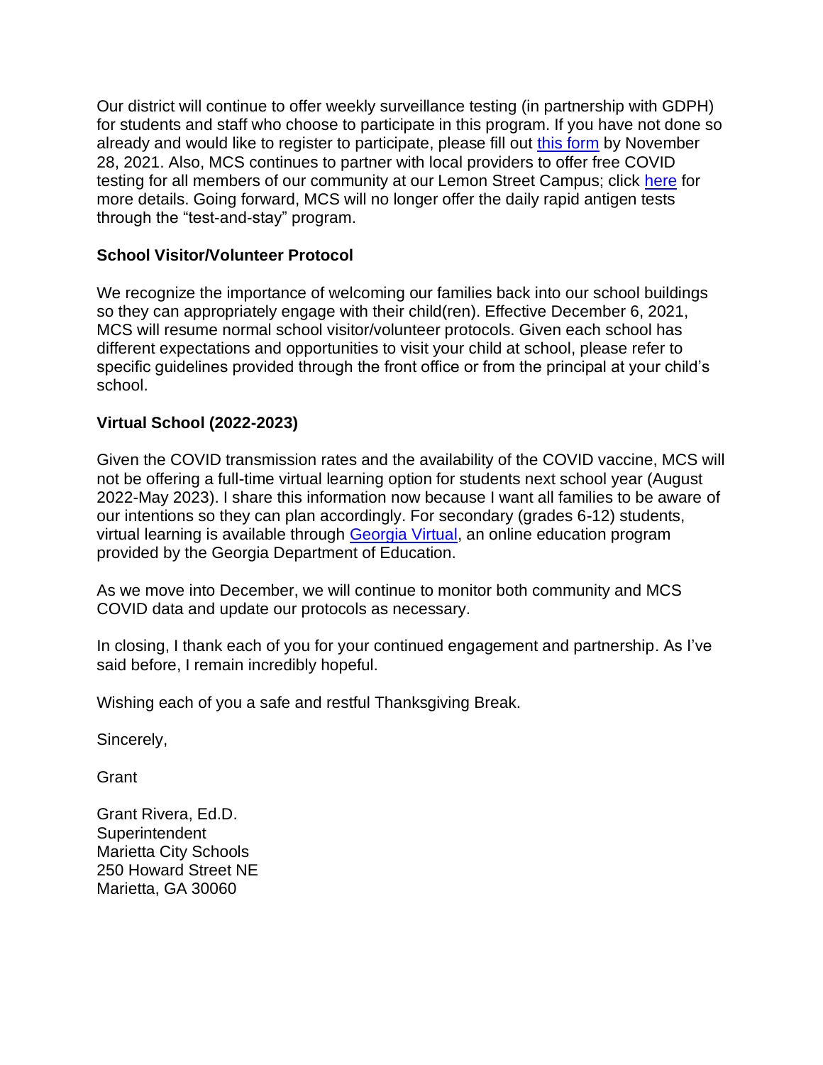Our district will continue to offer weekly surveillance testing (in partnership with GDPH) for students and staff who choose to participate in this program. If you have not done so already and would like to register to participate, please fill out this form by November 28, 2021. Also, MCS continues to partner with local providers to offer free COVID testing for all members of our community at our Lemon Street Campus; click here for more details. Going forward, MCS will no longer offer the daily rapid antigen tests through the "test-and-stay" program.

**School Visitor/Volunteer Protocol**

We recognize the importance of welcoming our families back into our school buildings so they can appropriately engage with their child(ren). Effective December 6, 2021, MCS will resume normal school visitor/volunteer protocols. Given each school has different expectations and opportunities to visit your child at school, please refer to specific guidelines provided through the front office or from the principal at your child's school.

**Virtual School (2022-2023)**

Given the COVID transmission rates and the availability of the COVID vaccine, MCS will not be offering a full-time virtual learning option for students next school year (August 2022-May 2023). I share this information now because I want all families to be aware of our intentions so they can plan accordingly. For secondary (grades 6-12) students, virtual learning is available through Georgia Virtual, an online education program provided by the Georgia Department of Education.

As we move into December, we will continue to monitor both community and MCS COVID data and update our protocols as necessary.

In closing, I thank each of you for your continued engagement and partnership. As I've said before, I remain incredibly hopeful.

Wishing each of you a safe and restful Thanksgiving Break.

Sincerely,

Grant

Grant Rivera, Ed.D.
Superintendent
Marietta City Schools
250 Howard Street NE
Marietta, GA 30060